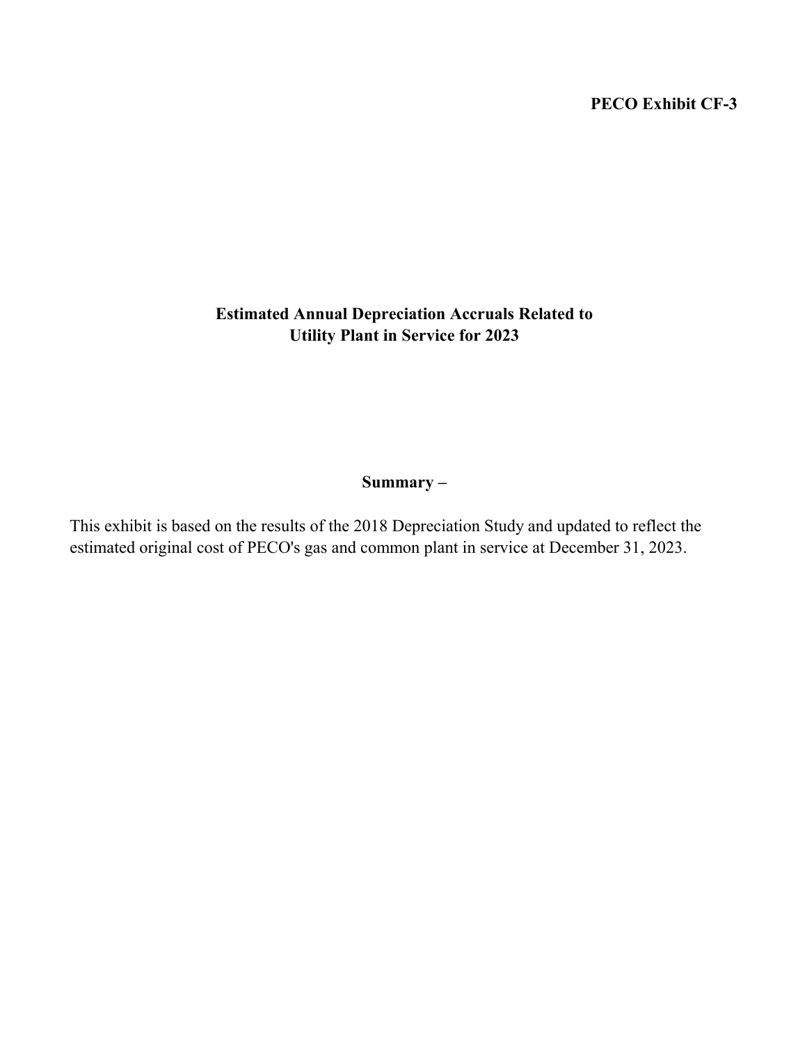**PECO Exhibit CF-3**

# Estimated Annual Depreciation Accruals Related to Utility Plant in Service for 2023

## Summary –

This exhibit is based on the results of the 2018 Depreciation Study and updated to reflect the estimated original cost of PECO's gas and common plant in service at December 31, 2023.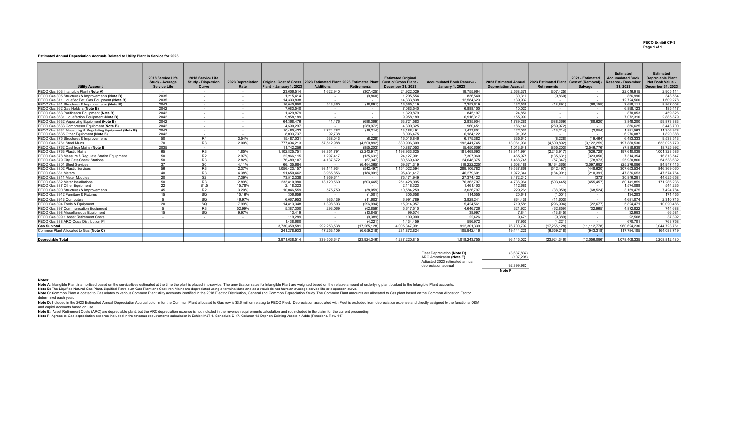PECO Exhibit CF-3
Page 1 of 1

**Estimated Annual Depreciation Accruals Related to Utility Plant In Service for 2023**

| Utility Account | 2018 Service Life Study - Average Service Life | 2018 Service Life Study - Dispersion Curve | 2023 Depreciation Rate | Original Cost of Gross Plant - January 1, 2023 | 2023 Estimated Plant Additions | 2023 Estimated Plant Retirements | Estimated Original Cost of Gross Plant December 31, 2023 | Accumulated Book Reserve - January 1, 2023 | 2023 Estimated Annual Depreciation Accrual | 2023 Estimated Plant Retirements | 2023 - Estimated Cost of (Removal) / Salvage | Estimated Accumulated Book Reserve - December 31, 2023 | Estimated Depreciable Plant Net Book Value - December 31, 2023 |
|---|---|---|---|---|---|---|---|---|---|---|---|---|---|
| PECO Gas 303 Intangible Plant **(Note A)** | - | - | - | 23,606,514 | 1,622,940 | (307,425) | 24,922,029 | 19,755,964 | 2,568,376 | (307,425) | - | 22,016,915 | 2,905,114 |
| PECO Gas 305 Structures & Improvements **(Note B)** | 2035 | - | - | 1,215,414 | - | (9,860) | 1,205,554 | 836,540 | 30,310 | (9,860) | - | 856,990 | 348,564 |
| PECO Gas 311 Liquefied Pet. Gas Equipment **(Note B)** | 2035 | - | - | 14,333,838 | - | - | 14,333,838 | 12,584,623 | 139,937 | - | - | 12,724,560 | 1,609,278 |
| PECO Gas 361 Structures & Improvements **(Note B)** | 2042 | - | - | 16,040,650 | 543,360 | (18,891) | 16,565,119 | 7,352,619 | 432,538 | (18,891) | (68,155) | 7,698,111 | 8,867,008 |
| PECO Gas 362 Gas Holders **(Note B)** | 2042 | - | - | 7,083,540 | - | - | 7,083,540 | 6,888,100 | 10,023 | - | - | 6,898,123 | 185,417 |
| PECO Gas 363 Purification Equipment **(Note B)** | 2042 | - | - | 1,329,879 | - | - | 1,329,879 | 845,197 | 24,856 | - | - | 870,053 | 459,826 |
| PECO Gas 3631 Liquefaction Equipment **(Note B)** | 2042 | - | - | 9,958,189 | - | - | 9,958,189 | 6,916,317 | 155,993 | - | - | 7,072,310 | 2,885,879 |
| PECO Gas 3632 Vaporizing Equipment **(Note B)** | 2042 | - | - | 64,368,476 | 41,476 | (688,369) | 63,721,583 | 2,835,904 | 1,789,285 | (688,369) | (88,620) | 3,848,200 | 59,873,383 |
| PECO Gas 3633 Compressor Equipment **(Note B)** | 2042 | - | - | 4,590,297 | - | (289,972) | 4,300,325 | 960,451 | 186,146 | (289,972) | - | 856,625 | 3,443,700 |
| PECO Gas 3634 Measuring & Regulating Equipment **(Note B)** | 2042 | - | - | 10,480,423 | 2,724,282 | (16,214) | 13,188,491 | 1,477,801 | 422,030 | (16,214) | (2,054) | 1,881,563 | 11,306,928 |
| PECO Gas 3635 Other Equipment **(Note B)** | 2042 | - | - | 8,003,737 | 92,738 | - | 8,096,475 | 6,184,122 | 91,965 | - | - | 6,276,087 | 1,820,388 |
| PECO Gas 375 Structures & Improvements | 50 | R4 | 3.54% | 15,487,031 | 538,043 | (8,228) | 16,016,846 | 6,175,382 | 335,643 | (8,228) | (19,464) | 6,483,333 | 9,533,513 |
| PECO Gas 3761 Steel Mains | 70 | R3 | 2.00% | 777,894,213 | 57,512,988 | (4,500,892) | 830,906,309 | 192,441,745 | 13,061,936 | (4,500,892) | (3,122,259) | 197,880,530 | 633,025,779 |
| PECO Gas 3762 Cast Iron Mains **(Note B)** | 2035 | - | - | 11,742,256 | - | (855,203) | 10,887,053 | (5,450,609) | 1,013,649 | (855,203) | (2,546,776) | (7,838,939) | 18,725,992 |
| PECO Gas 3763 Plastic Mains | 65 | R3 | 1.85% | 1,102,825,751 | 98,351,791 | (2,243,917) | 1,198,933,625 | 181,468,693 | 18,911,991 | (2,243,917) | (526,728) | 197,610,039 | 1,001,323,586 |
| PECO Gas 378 Measure & Regulate Station Equipment | 50 | R2 | 2.97% | 22,966,115 | 1,297,417 | (135,631) | 24,127,901 | 7,307,060 | 465,975 | (135,631) | (323,050) | 7,314,354 | 16,813,547 |
| PECO Gas 379 City Gate Check Stations | 50 | R3 | 2.82% | 76,489,107 | 4,137,672 | (57,347) | 80,569,432 | 24,648,375 | 1,468,745 | (57,347) | (78,973) | 25,980,800 | 54,588,632 |
| PECO Gas 3801 Steel Services | 37 | S0 | 4.11% | 66,135,684 | - | (6,464,365) | 59,671,319 | (19,222,225) | 3,508,186 | (6,464,365) | (3,097,692) | (25,276,096) | 84,947,415 |
| PECO Gas 3802 Plastic Services | 56 | R3 | 2.37% | 1,056,423,157 | 98,141,934 | (542,497) | 1,154,022,594 | 289,106,782 | 19,537,869 | (542,497) | (448,620) | 307,653,534 | 846,369,060 |
| PECO Gas 381 Meters | 40 | R3 | 4.38% | 91,650,462 | 3,965,856 | (184,901) | 95,431,417 | 46,279,601 | 1,972,344 | (184,901) | (210,391) | 47,856,653 | 47,574,764 |
| PECO Gas 3811 Meter Modules | 20 | S2 | 7.39% | 73,512,338 | 1,959,611 | - | 75,471,949 | 27,374,422 | 3,472,242 | - | (373) | 30,846,291 | 44,625,658 |
| PECO Gas 382 Meter Installations | 50 | R3 | 2.89% | 233,810,980 | 18,120,560 | (503,445) | 251,428,095 | 76,363,797 | 4,736,964 | (503,445) | (455,457) | 80,141,859 | 171,286,236 |
| PECO Gas 387 Other Equipment | 22 | S1.5 | 15.78% | 2,118,323 | - | - | 2,118,323 | 1,461,403 | 112,685 | - | - | 1,574,088 | 544,235 |
| PECO Gas 390 Structures & Improvements | 45 | R2 | 3.20% | 10,046,559 | 575,759 | (38,059) | 10,584,259 | 3,036,797 | 229,261 | (38,059) | (68,524) | 3,159,475 | 7,424,784 |
| PECO Gas 3912 Furniture & Fixtures | 15 | SQ | 10.16% | 306,659 | - | (1,001) | 305,658 | 114,555 | 20,649 | (1,001) | - | 134,203 | 171,455 |
| PECO Gas 3913 Computers | 5 | SQ | 46.97% | 6,067,953 | 935,439 | (11,603) | 6,991,789 | 3,828,241 | 864,436 | (11,603) | - | 4,681,074 | 2,310,715 |
| PECO Gas 394 Tools & Equipment | 20 | SQ | 7.99% | 14,813,348 | 1,398,603 | (296,994) | 15,914,957 | 5,424,561 | 719,581 | (296,994) | (22,677) | 5,824,471 | 10,090,486 |
| PECO Gas 397 Communication Equipment | 5 | R3 | 52.99% | 5,387,300 | 293,069 | (62,859) | 5,617,510 | 4,646,726 | 321,920 | (62,859) | (32,965) | 4,872,822 | 744,688 |
| PECO Gas 398 Miscellaneous Equipment | 15 | SQ | 9.97% | 113,419 | - | (13,845) | 99,574 | 38,997 | 7,841 | (13,845) | - | 32,993 | 66,581 |
| PECO Gas 399.1 Asset Retirement Costs | - | - | - | 119,289 | - | (9,389) | 109,900 | 22,426 | 9,471 | (9,389) | - | 22,508 | 87,392 |
| PECO Gas 388 ARO Costs Distribution Plt | | | | 1,438,680 | - | (4,221) | 1,434,459 | 596,972 | 77,950 | (4,221) | - | 670,701 | 763,758 |
| **Gas Subtotal** | | | | 3,730,359,581 | 292,253,538 | (17,265,128) | 4,005,347,991 | 912,301,339 | 76,700,797 | (17,265,128) | (11,112,778) | 960,624,230 | 3,044,723,761 |
| Common Plant Allocated to Gas **(Note C)** | | | | 241,278,933 | 47,253,109 | (6,659,218) | 281,872,824 | 105,942,416 | 19,444,225 | (6,659,218) | (943,318) | 117,784,105 | 164,088,719 |
| | | | | | | | | | | | | - | |
| **Depreciable Total** | | | | 3,971,638,514 | 339,506,647 | (23,924,346) | 4,287,220,815 | 1,018,243,755 | 96,145,022 | (23,924,346) | (12,056,096) | 1,078,408,335 | 3,208,812,480 |

| | |
|---|---|
| Fleet Depreciation **(Note D)** | (3,637,832) |
| ARC Amortization **(Note E)** | (107,208) |
| Adjusted 2023 estimated annual depreciation accrual | 92,399,982 |
| | **Note F** |

**Notes:**

**Note A:** Intangible Plant is amortized based on the service lives estimated at the time the plant is placed into service. The amortization rates for Intangible Plant are weighted based on the relative amount of underlying plant booked to the Intangible Plant accounts.

**Note B:** The Liquified Natural Gas Plant, Liquified Petroleum Gas Plant and Cast Iron Mains are depreciated using a terminal date and as a result do not have an average service life or dispersion curve.

**Note C:** Common Plant allocated to Gas relates to various Common Plant utility accounts identified in the 2018 Electric Distribution, General and Common Depreciation Study. The Common Plant amounts are allocated to Gas plant based on the Common Allocation Factor determined each year.

**Note D:** Included in the 2023 Estimated Annual Depreciation Accrual column for the Common Plant allocated to Gas row is $3.6 million relating to PECO Fleet. Depreciation associated with Fleet is excluded from depreciation expense and directly assigned to the functional O&M and capital accounts based on use.

**Note E:** Asset Retirement Costs (ARC) are depreciable plant, but the ARC depreciation expense is not included in the revenue requirements calculation and not included in the claim for the current proceeding.

**Note F:** Agrees to Gas depreciation expense included in the revenue requirements calculation in Exhibit MJT-1, Schedule D-17, Column 13 Depr on Existing Assets + Adds (Function), Row 147